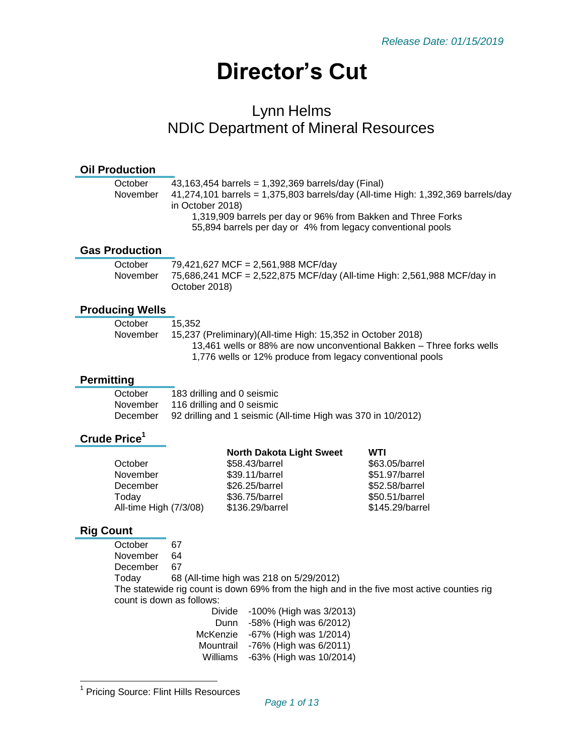*Release Date: 01/15/2019*

# Director's Cut

## Lynn Helms
## NDIC Department of Mineral Resources

### Oil Production

| | |
|---|---|
| October | 43,163,454 barrels = 1,392,369 barrels/day (Final) |
| November | 41,274,101 barrels = 1,375,803 barrels/day (All-time High: 1,392,369 barrels/day in October 2018) |

1,319,909 barrels per day or 96% from Bakken and Three Forks
55,894 barrels per day or 4% from legacy conventional pools

### Gas Production

| | |
|---|---|
| October | 79,421,627 MCF = 2,561,988 MCF/day |
| November | 75,686,241 MCF = 2,522,875 MCF/day (All-time High: 2,561,988 MCF/day in October 2018) |

### Producing Wells

| | |
|---|---|
| October | 15,352 |
| November | 15,237 (Preliminary)(All-time High: 15,352 in October 2018) |

13,461 wells or 88% are now unconventional Bakken – Three forks wells
1,776 wells or 12% produce from legacy conventional pools

### Permitting

| | |
|---|---|
| October | 183 drilling and 0 seismic |
| November | 116 drilling and 0 seismic |
| December | 92 drilling and 1 seismic (All-time High was 370 in 10/2012) |

### Crude Price[1]

| | North Dakota Light Sweet | WTI |
|---|---|---|
| October | $58.43/barrel | $63.05/barrel |
| November | $39.11/barrel | $51.97/barrel |
| December | $26.25/barrel | $52.58/barrel |
| Today | $36.75/barrel | $50.51/barrel |
| All-time High (7/3/08) | $136.29/barrel | $145.29/barrel |

### Rig Count

| | |
|---|---|
| October | 67 |
| November | 64 |
| December | 67 |
| Today | 68 (All-time high was 218 on 5/29/2012) |

The statewide rig count is down 69% from the high and in the five most active counties rig count is down as follows:

| | |
|---|---|
| Divide | -100% (High was 3/2013) |
| Dunn | -58% (High was 6/2012) |
| McKenzie | -67% (High was 1/2014) |
| Mountrail | -76% (High was 6/2011) |
| Williams | -63% (High was 10/2014) |

[1] Pricing Source: Flint Hills Resources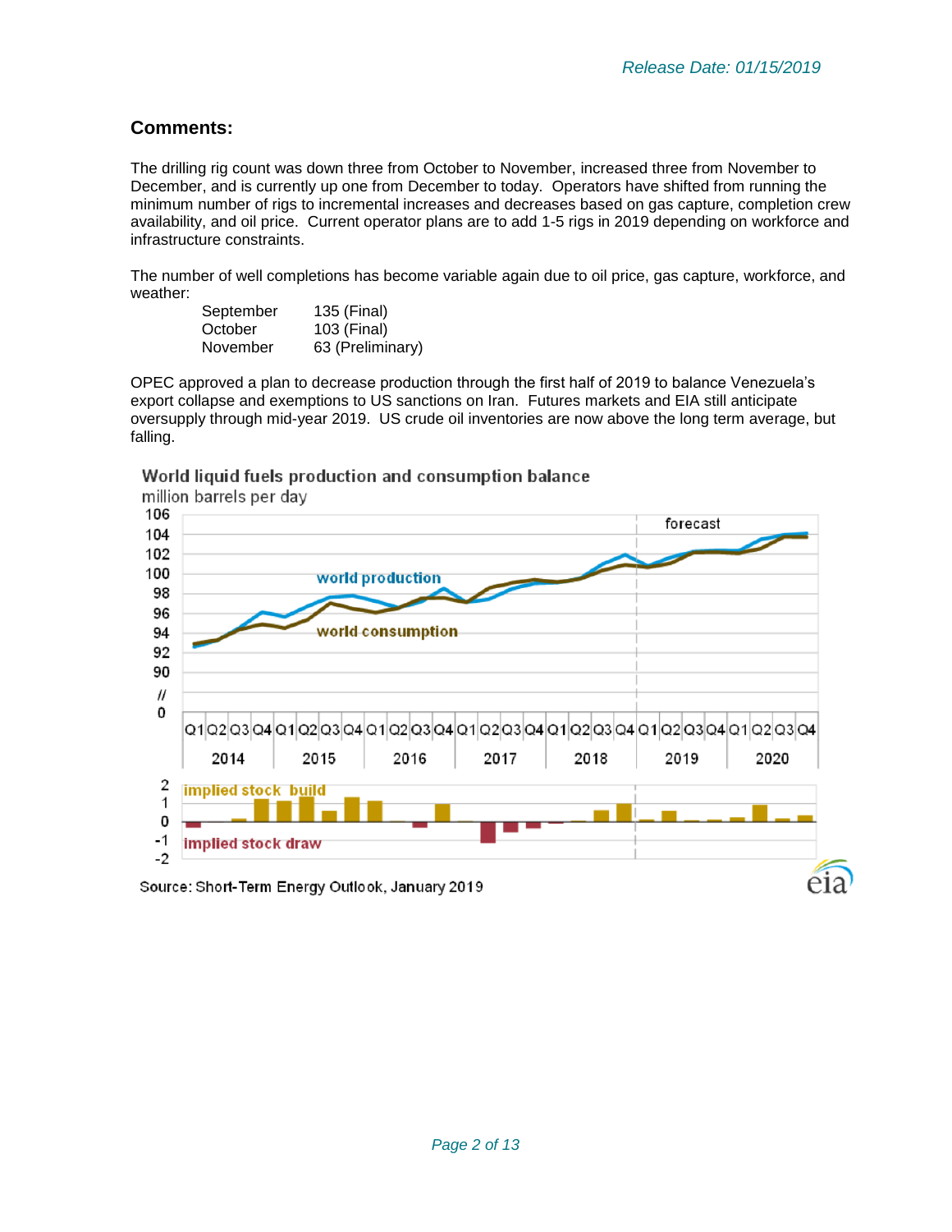Release Date: 01/15/2019

## Comments:

The drilling rig count was down three from October to November, increased three from November to December, and is currently up one from December to today. Operators have shifted from running the minimum number of rigs to incremental increases and decreases based on gas capture, completion crew availability, and oil price. Current operator plans are to add 1-5 rigs in 2019 depending on workforce and infrastructure constraints.

The number of well completions has become variable again due to oil price, gas capture, workforce, and weather:

| | |
|---|---|
| September | 135 (Final) |
| October | 103 (Final) |
| November | 63 (Preliminary) |

OPEC approved a plan to decrease production through the first half of 2019 to balance Venezuela's export collapse and exemptions to US sanctions on Iran. Futures markets and EIA still anticipate oversupply through mid-year 2019. US crude oil inventories are now above the long term average, but falling.

World liquid fuels production and consumption balance
million barrels per day
106
104
102
100
98
96
94
92
90
//
0
forecast
world production
world consumption
Q1 Q2 Q3 Q4 Q1 Q2 Q3 Q4 Q1 Q2 Q3 Q4 Q1 Q2 Q3 Q4 Q1 Q2 Q3 Q4 Q1 Q2 Q3 Q4 Q1 Q2 Q3 Q4
2014 2015 2016 2017 2018 2019 2020
2
1
0
-1
-2
implied stock build
implied stock draw

Source: Short-Term Energy Outlook, January 2019

eia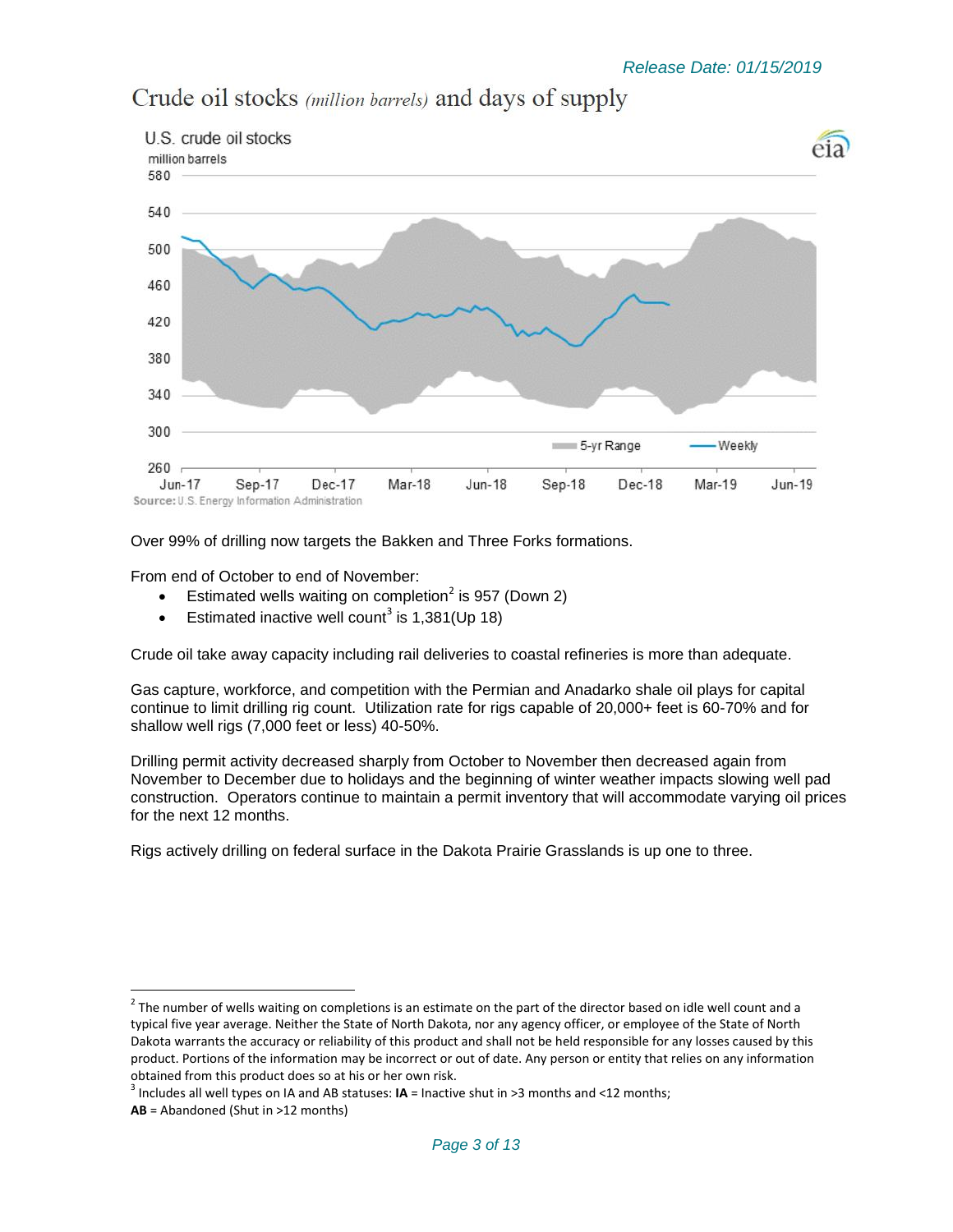Release Date: 01/15/2019

## Crude oil stocks *(million barrels)* and days of supply

U.S. crude oil stocks
million barrels
580
540
500
460
420
380
340
300
260
Jun-17 Sep-17 Dec-17 Mar-18 Jun-18 Sep-18 Dec-18 Mar-19 Jun-19
5-yr Range
Weekly
Source: U.S. Energy Information Administration

Over 99% of drilling now targets the Bakken and Three Forks formations.

From end of October to end of November:

- Estimated wells waiting on completion[2] is 957 (Down 2)
- Estimated inactive well count[3] is 1,381(Up 18)

Crude oil take away capacity including rail deliveries to coastal refineries is more than adequate.

Gas capture, workforce, and competition with the Permian and Anadarko shale oil plays for capital continue to limit drilling rig count. Utilization rate for rigs capable of 20,000+ feet is 60-70% and for shallow well rigs (7,000 feet or less) 40-50%.

Drilling permit activity decreased sharply from October to November then decreased again from November to December due to holidays and the beginning of winter weather impacts slowing well pad construction. Operators continue to maintain a permit inventory that will accommodate varying oil prices for the next 12 months.

Rigs actively drilling on federal surface in the Dakota Prairie Grasslands is up one to three.

---

[2] The number of wells waiting on completions is an estimate on the part of the director based on idle well count and a typical five year average. Neither the State of North Dakota, nor any agency officer, or employee of the State of North Dakota warrants the accuracy or reliability of this product and shall not be held responsible for any losses caused by this product. Portions of the information may be incorrect or out of date. Any person or entity that relies on any information obtained from this product does so at his or her own risk.

[3] Includes all well types on IA and AB statuses: **IA** = Inactive shut in >3 months and <12 months; **AB** = Abandoned (Shut in >12 months)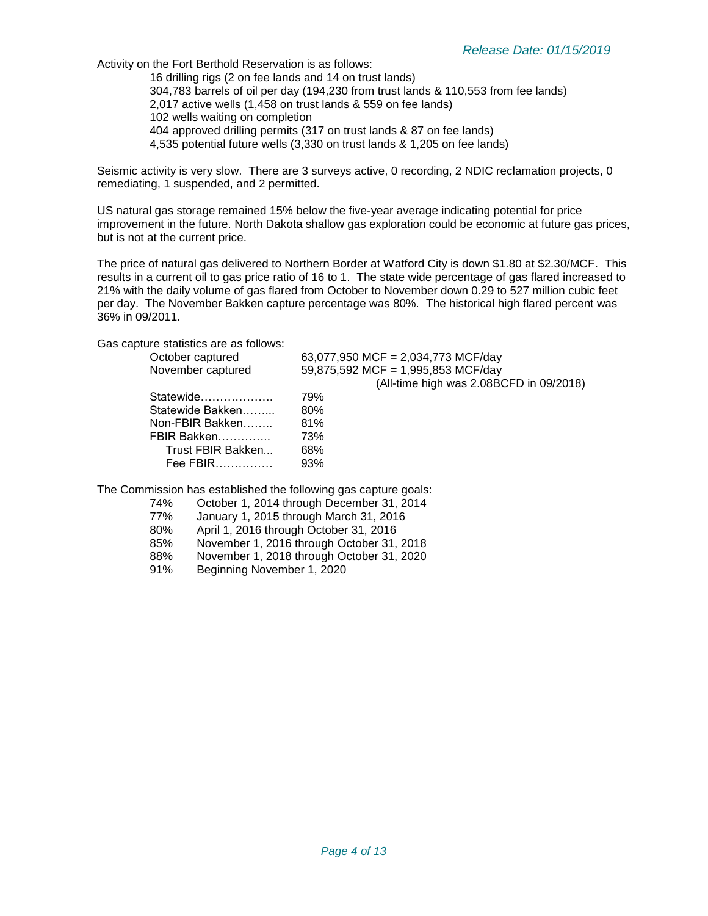Release Date: 01/15/2019

Activity on the Fort Berthold Reservation is as follows:

- 16 drilling rigs (2 on fee lands and 14 on trust lands)
- 304,783 barrels of oil per day (194,230 from trust lands & 110,553 from fee lands)
- 2,017 active wells (1,458 on trust lands & 559 on fee lands)
- 102 wells waiting on completion
- 404 approved drilling permits (317 on trust lands & 87 on fee lands)
- 4,535 potential future wells (3,330 on trust lands & 1,205 on fee lands)

Seismic activity is very slow. There are 3 surveys active, 0 recording, 2 NDIC reclamation projects, 0 remediating, 1 suspended, and 2 permitted.

US natural gas storage remained 15% below the five-year average indicating potential for price improvement in the future. North Dakota shallow gas exploration could be economic at future gas prices, but is not at the current price.

The price of natural gas delivered to Northern Border at Watford City is down $1.80 at $2.30/MCF. This results in a current oil to gas price ratio of 16 to 1. The state wide percentage of gas flared increased to 21% with the daily volume of gas flared from October to November down 0.29 to 527 million cubic feet per day. The November Bakken capture percentage was 80%. The historical high flared percent was 36% in 09/2011.

Gas capture statistics are as follows:

| | |
|---|---|
| October captured | 63,077,950 MCF = 2,034,773 MCF/day |
| November captured | 59,875,592 MCF = 1,995,853 MCF/day (All-time high was 2.08BCFD in 09/2018) |
| Statewide………………. | 79% |
| Statewide Bakken……... | 80% |
| Non-FBIR Bakken…….. | 81% |
| FBIR Bakken………….. | 73% |
| Trust FBIR Bakken... | 68% |
| Fee FBIR…………… | 93% |

The Commission has established the following gas capture goals:

| | |
|---|---|
| 74% | October 1, 2014 through December 31, 2014 |
| 77% | January 1, 2015 through March 31, 2016 |
| 80% | April 1, 2016 through October 31, 2016 |
| 85% | November 1, 2016 through October 31, 2018 |
| 88% | November 1, 2018 through October 31, 2020 |
| 91% | Beginning November 1, 2020 |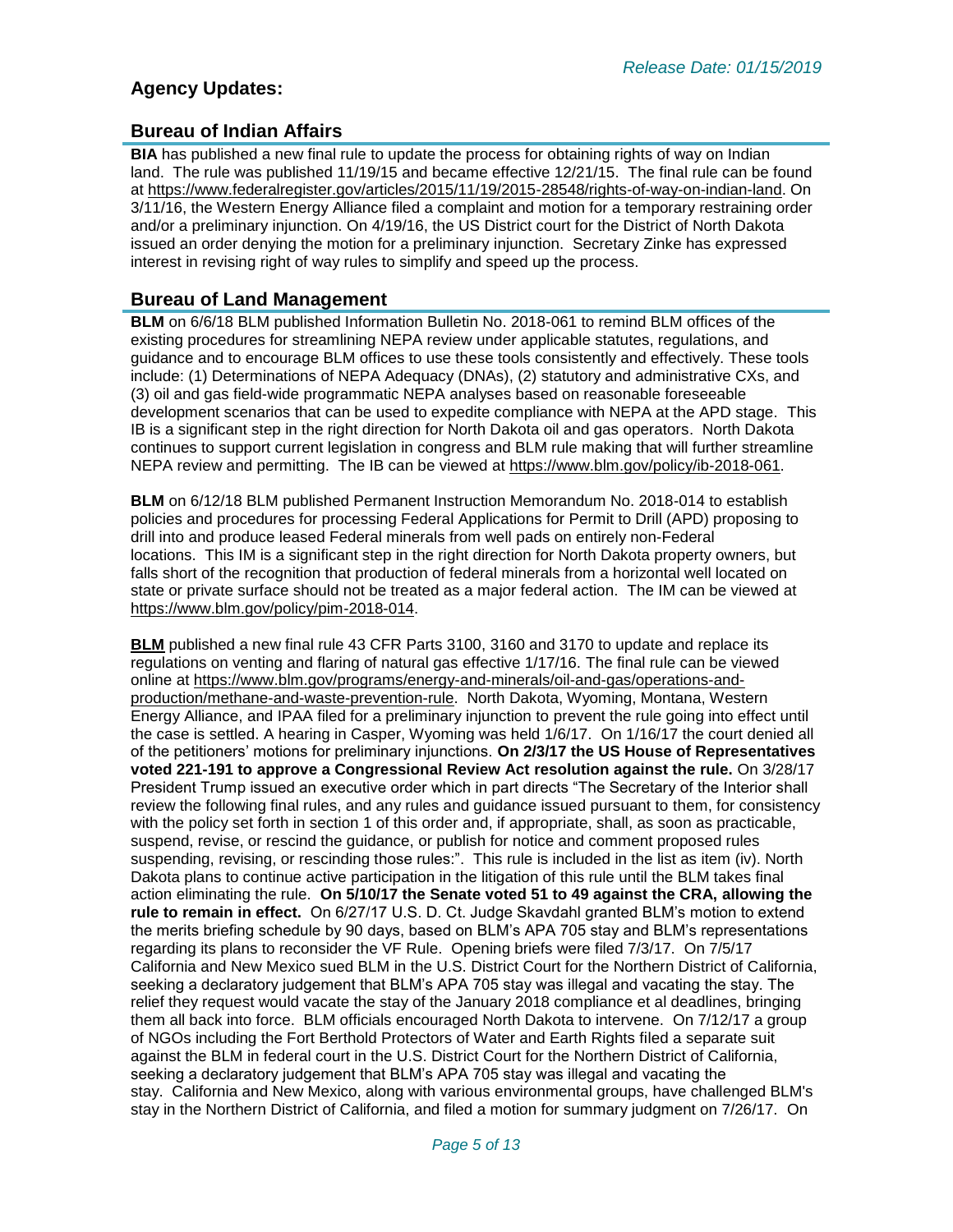*Release Date: 01/15/2019*

## Agency Updates:

### Bureau of Indian Affairs

**BIA** has published a new final rule to update the process for obtaining rights of way on Indian land. The rule was published 11/19/15 and became effective 12/21/15. The final rule can be found at https://www.federalregister.gov/articles/2015/11/19/2015-28548/rights-of-way-on-indian-land. On 3/11/16, the Western Energy Alliance filed a complaint and motion for a temporary restraining order and/or a preliminary injunction. On 4/19/16, the US District court for the District of North Dakota issued an order denying the motion for a preliminary injunction. Secretary Zinke has expressed interest in revising right of way rules to simplify and speed up the process.

### Bureau of Land Management

**BLM** on 6/6/18 BLM published Information Bulletin No. 2018-061 to remind BLM offices of the existing procedures for streamlining NEPA review under applicable statutes, regulations, and guidance and to encourage BLM offices to use these tools consistently and effectively. These tools include: (1) Determinations of NEPA Adequacy (DNAs), (2) statutory and administrative CXs, and (3) oil and gas field-wide programmatic NEPA analyses based on reasonable foreseeable development scenarios that can be used to expedite compliance with NEPA at the APD stage. This IB is a significant step in the right direction for North Dakota oil and gas operators. North Dakota continues to support current legislation in congress and BLM rule making that will further streamline NEPA review and permitting. The IB can be viewed at https://www.blm.gov/policy/ib-2018-061.

**BLM** on 6/12/18 BLM published Permanent Instruction Memorandum No. 2018-014 to establish policies and procedures for processing Federal Applications for Permit to Drill (APD) proposing to drill into and produce leased Federal minerals from well pads on entirely non-Federal locations. This IM is a significant step in the right direction for North Dakota property owners, but falls short of the recognition that production of federal minerals from a horizontal well located on state or private surface should not be treated as a major federal action. The IM can be viewed at https://www.blm.gov/policy/pim-2018-014.

**BLM** published a new final rule 43 CFR Parts 3100, 3160 and 3170 to update and replace its regulations on venting and flaring of natural gas effective 1/17/16. The final rule can be viewed online at https://www.blm.gov/programs/energy-and-minerals/oil-and-gas/operations-and-production/methane-and-waste-prevention-rule. North Dakota, Wyoming, Montana, Western Energy Alliance, and IPAA filed for a preliminary injunction to prevent the rule going into effect until the case is settled. A hearing in Casper, Wyoming was held 1/6/17. On 1/16/17 the court denied all of the petitioners' motions for preliminary injunctions. **On 2/3/17 the US House of Representatives voted 221-191 to approve a Congressional Review Act resolution against the rule.** On 3/28/17 President Trump issued an executive order which in part directs "The Secretary of the Interior shall review the following final rules, and any rules and guidance issued pursuant to them, for consistency with the policy set forth in section 1 of this order and, if appropriate, shall, as soon as practicable, suspend, revise, or rescind the guidance, or publish for notice and comment proposed rules suspending, revising, or rescinding those rules:". This rule is included in the list as item (iv). North Dakota plans to continue active participation in the litigation of this rule until the BLM takes final action eliminating the rule. **On 5/10/17 the Senate voted 51 to 49 against the CRA, allowing the rule to remain in effect.** On 6/27/17 U. S. D. Ct. Judge Skavdahl granted BLM's motion to extend the merits briefing schedule by 90 days, based on BLM's APA 705 stay and BLM's representations regarding its plans to reconsider the VF Rule. Opening briefs were filed 7/3/17. On 7/5/17 California and New Mexico sued BLM in the U.S. District Court for the Northern District of California, seeking a declaratory judgement that BLM's APA 705 stay was illegal and vacating the stay. The relief they request would vacate the stay of the January 2018 compliance et al deadlines, bringing them all back into force. BLM officials encouraged North Dakota to intervene. On 7/12/17 a group of NGOs including the Fort Berthold Protectors of Water and Earth Rights filed a separate suit against the BLM in federal court in the U.S. District Court for the Northern District of California, seeking a declaratory judgement that BLM's APA 705 stay was illegal and vacating the stay. California and New Mexico, along with various environmental groups, have challenged BLM's stay in the Northern District of California, and filed a motion for summary judgment on 7/26/17. On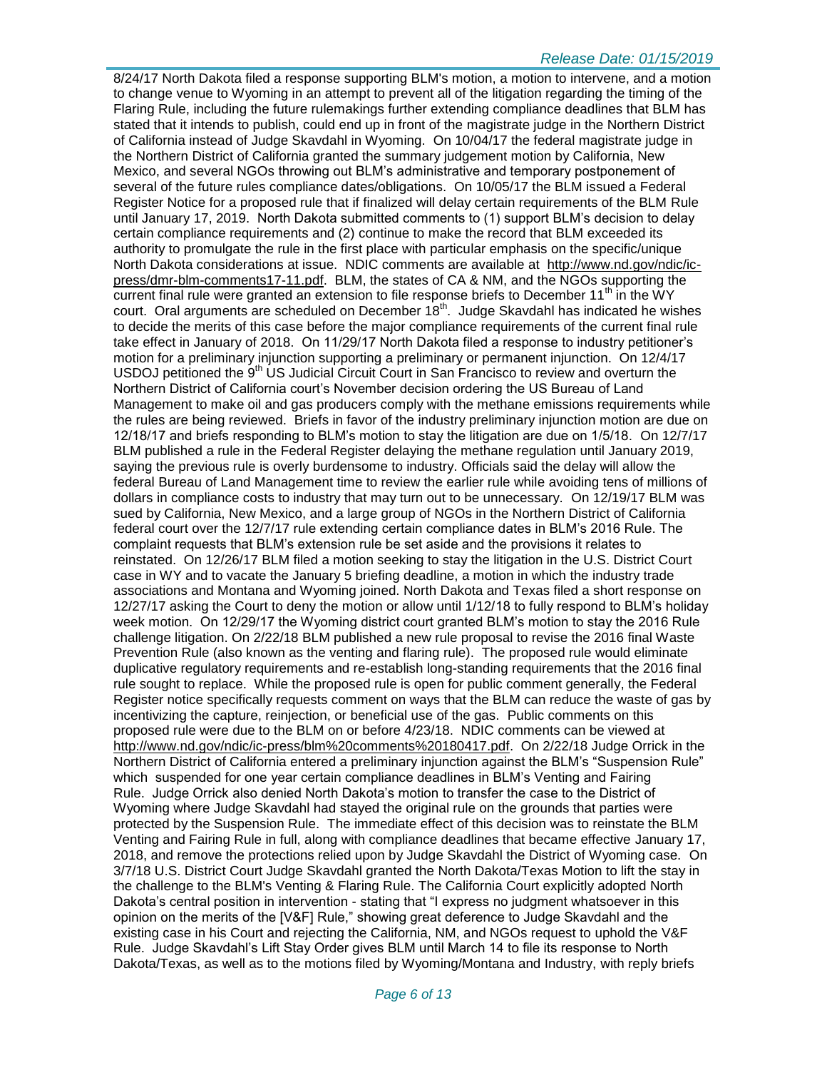8/24/17 North Dakota filed a response supporting BLM's motion, a motion to intervene, and a motion to change venue to Wyoming in an attempt to prevent all of the litigation regarding the timing of the Flaring Rule, including the future rulemakings further extending compliance deadlines that BLM has stated that it intends to publish, could end up in front of the magistrate judge in the Northern District of California instead of Judge Skavdahl in Wyoming. On 10/04/17 the federal magistrate judge in the Northern District of California granted the summary judgement motion by California, New Mexico, and several NGOs throwing out BLM's administrative and temporary postponement of several of the future rules compliance dates/obligations. On 10/05/17 the BLM issued a Federal Register Notice for a proposed rule that if finalized will delay certain requirements of the BLM Rule until January 17, 2019. North Dakota submitted comments to (1) support BLM's decision to delay certain compliance requirements and (2) continue to make the record that BLM exceeded its authority to promulgate the rule in the first place with particular emphasis on the specific/unique North Dakota considerations at issue. NDIC comments are available at http://www.nd.gov/ndic/ic-press/dmr-blm-comments17-11.pdf. BLM, the states of CA & NM, and the NGOs supporting the current final rule were granted an extension to file response briefs to December 11th in the WY court. Oral arguments are scheduled on December 18th. Judge Skavdahl has indicated he wishes to decide the merits of this case before the major compliance requirements of the current final rule take effect in January of 2018. On 11/29/17 North Dakota filed a response to industry petitioner's motion for a preliminary injunction supporting a preliminary or permanent injunction. On 12/4/17 USDOJ petitioned the 9th US Judicial Circuit Court in San Francisco to review and overturn the Northern District of California court's November decision ordering the US Bureau of Land Management to make oil and gas producers comply with the methane emissions requirements while the rules are being reviewed. Briefs in favor of the industry preliminary injunction motion are due on 12/18/17 and briefs responding to BLM's motion to stay the litigation are due on 1/5/18. On 12/7/17 BLM published a rule in the Federal Register delaying the methane regulation until January 2019, saying the previous rule is overly burdensome to industry. Officials said the delay will allow the federal Bureau of Land Management time to review the earlier rule while avoiding tens of millions of dollars in compliance costs to industry that may turn out to be unnecessary. On 12/19/17 BLM was sued by California, New Mexico, and a large group of NGOs in the Northern District of California federal court over the 12/7/17 rule extending certain compliance dates in BLM's 2016 Rule. The complaint requests that BLM's extension rule be set aside and the provisions it relates to reinstated. On 12/26/17 BLM filed a motion seeking to stay the litigation in the U.S. District Court case in WY and to vacate the January 5 briefing deadline, a motion in which the industry trade associations and Montana and Wyoming joined. North Dakota and Texas filed a short response on 12/27/17 asking the Court to deny the motion or allow until 1/12/18 to fully respond to BLM's holiday week motion. On 12/29/17 the Wyoming district court granted BLM's motion to stay the 2016 Rule challenge litigation. On 2/22/18 BLM published a new rule proposal to revise the 2016 final Waste Prevention Rule (also known as the venting and flaring rule). The proposed rule would eliminate duplicative regulatory requirements and re-establish long-standing requirements that the 2016 final rule sought to replace. While the proposed rule is open for public comment generally, the Federal Register notice specifically requests comment on ways that the BLM can reduce the waste of gas by incentivizing the capture, reinjection, or beneficial use of the gas. Public comments on this proposed rule were due to the BLM on or before 4/23/18. NDIC comments can be viewed at http://www.nd.gov/ndic/ic-press/blm%20comments%20180417.pdf. On 2/22/18 Judge Orrick in the Northern District of California entered a preliminary injunction against the BLM's "Suspension Rule" which suspended for one year certain compliance deadlines in BLM's Venting and Fairing Rule. Judge Orrick also denied North Dakota's motion to transfer the case to the District of Wyoming where Judge Skavdahl had stayed the original rule on the grounds that parties were protected by the Suspension Rule. The immediate effect of this decision was to reinstate the BLM Venting and Fairing Rule in full, along with compliance deadlines that became effective January 17, 2018, and remove the protections relied upon by Judge Skavdahl the District of Wyoming case. On 3/7/18 U.S. District Court Judge Skavdahl granted the North Dakota/Texas Motion to lift the stay in the challenge to the BLM's Venting & Flaring Rule. The California Court explicitly adopted North Dakota's central position in intervention - stating that "I express no judgment whatsoever in this opinion on the merits of the [V&F] Rule," showing great deference to Judge Skavdahl and the existing case in his Court and rejecting the California, NM, and NGOs request to uphold the V&F Rule. Judge Skavdahl's Lift Stay Order gives BLM until March 14 to file its response to North Dakota/Texas, as well as to the motions filed by Wyoming/Montana and Industry, with reply briefs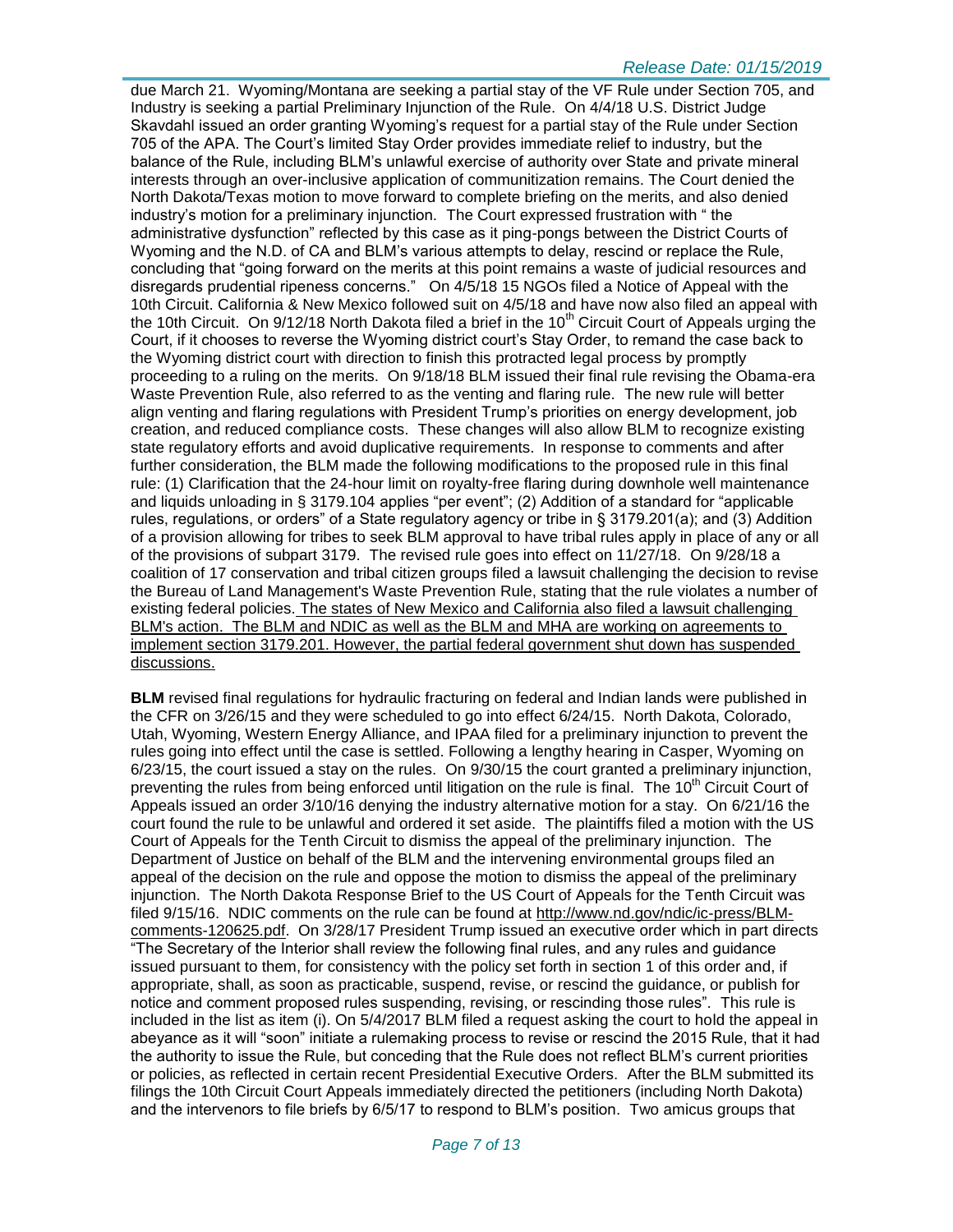due March 21. Wyoming/Montana are seeking a partial stay of the VF Rule under Section 705, and Industry is seeking a partial Preliminary Injunction of the Rule. On 4/4/18 U.S. District Judge Skavdahl issued an order granting Wyoming's request for a partial stay of the Rule under Section 705 of the APA. The Court's limited Stay Order provides immediate relief to industry, but the balance of the Rule, including BLM's unlawful exercise of authority over State and private mineral interests through an over-inclusive application of communitization remains. The Court denied the North Dakota/Texas motion to move forward to complete briefing on the merits, and also denied industry's motion for a preliminary injunction. The Court expressed frustration with " the administrative dysfunction" reflected by this case as it ping-pongs between the District Courts of Wyoming and the N.D. of CA and BLM's various attempts to delay, rescind or replace the Rule, concluding that "going forward on the merits at this point remains a waste of judicial resources and disregards prudential ripeness concerns." On 4/5/18 15 NGOs filed a Notice of Appeal with the 10th Circuit. California & New Mexico followed suit on 4/5/18 and have now also filed an appeal with the 10th Circuit. On 9/12/18 North Dakota filed a brief in the 10th Circuit Court of Appeals urging the Court, if it chooses to reverse the Wyoming district court's Stay Order, to remand the case back to the Wyoming district court with direction to finish this protracted legal process by promptly proceeding to a ruling on the merits. On 9/18/18 BLM issued their final rule revising the Obama-era Waste Prevention Rule, also referred to as the venting and flaring rule. The new rule will better align venting and flaring regulations with President Trump's priorities on energy development, job creation, and reduced compliance costs. These changes will also allow BLM to recognize existing state regulatory efforts and avoid duplicative requirements. In response to comments and after further consideration, the BLM made the following modifications to the proposed rule in this final rule: (1) Clarification that the 24-hour limit on royalty-free flaring during downhole well maintenance and liquids unloading in § 3179.104 applies "per event"; (2) Addition of a standard for "applicable rules, regulations, or orders" of a State regulatory agency or tribe in § 3179.201(a); and (3) Addition of a provision allowing for tribes to seek BLM approval to have tribal rules apply in place of any or all of the provisions of subpart 3179. The revised rule goes into effect on 11/27/18. On 9/28/18 a coalition of 17 conservation and tribal citizen groups filed a lawsuit challenging the decision to revise the Bureau of Land Management's Waste Prevention Rule, stating that the rule violates a number of existing federal policies. The states of New Mexico and California also filed a lawsuit challenging BLM's action. The BLM and NDIC as well as the BLM and MHA are working on agreements to implement section 3179.201. However, the partial federal government shut down has suspended discussions.

**BLM** revised final regulations for hydraulic fracturing on federal and Indian lands were published in the CFR on 3/26/15 and they were scheduled to go into effect 6/24/15. North Dakota, Colorado, Utah, Wyoming, Western Energy Alliance, and IPAA filed for a preliminary injunction to prevent the rules going into effect until the case is settled. Following a lengthy hearing in Casper, Wyoming on 6/23/15, the court issued a stay on the rules. On 9/30/15 the court granted a preliminary injunction, preventing the rules from being enforced until litigation on the rule is final. The 10th Circuit Court of Appeals issued an order 3/10/16 denying the industry alternative motion for a stay. On 6/21/16 the court found the rule to be unlawful and ordered it set aside. The plaintiffs filed a motion with the US Court of Appeals for the Tenth Circuit to dismiss the appeal of the preliminary injunction. The Department of Justice on behalf of the BLM and the intervening environmental groups filed an appeal of the decision on the rule and oppose the motion to dismiss the appeal of the preliminary injunction. The North Dakota Response Brief to the US Court of Appeals for the Tenth Circuit was filed 9/15/16. NDIC comments on the rule can be found at http://www.nd.gov/ndic/ic-press/BLM-comments-120625.pdf. On 3/28/17 President Trump issued an executive order which in part directs "The Secretary of the Interior shall review the following final rules, and any rules and guidance issued pursuant to them, for consistency with the policy set forth in section 1 of this order and, if appropriate, shall, as soon as practicable, suspend, revise, or rescind the guidance, or publish for notice and comment proposed rules suspending, revising, or rescinding those rules". This rule is included in the list as item (i). On 5/4/2017 BLM filed a request asking the court to hold the appeal in abeyance as it will "soon" initiate a rulemaking process to revise or rescind the 2015 Rule, that it had the authority to issue the Rule, but conceding that the Rule does not reflect BLM's current priorities or policies, as reflected in certain recent Presidential Executive Orders. After the BLM submitted its filings the 10th Circuit Court Appeals immediately directed the petitioners (including North Dakota) and the intervenors to file briefs by 6/5/17 to respond to BLM's position. Two amicus groups that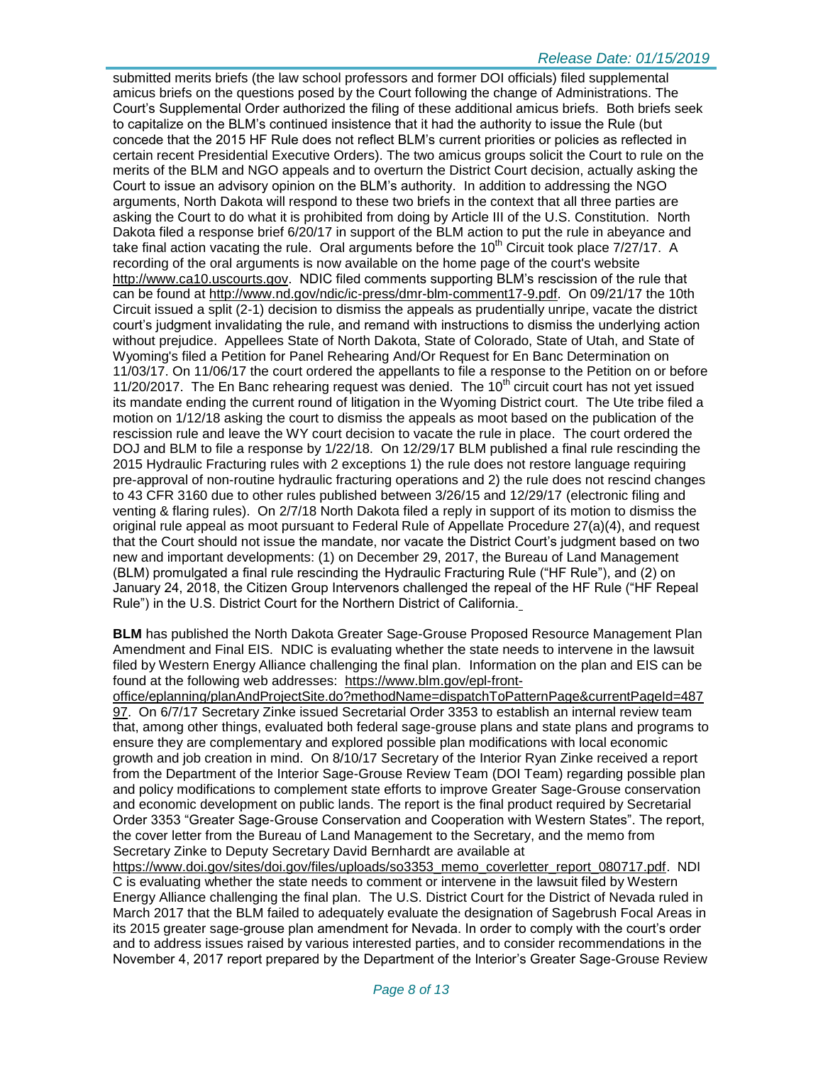submitted merits briefs (the law school professors and former DOI officials) filed supplemental amicus briefs on the questions posed by the Court following the change of Administrations. The Court's Supplemental Order authorized the filing of these additional amicus briefs. Both briefs seek to capitalize on the BLM's continued insistence that it had the authority to issue the Rule (but concede that the 2015 HF Rule does not reflect BLM's current priorities or policies as reflected in certain recent Presidential Executive Orders). The two amicus groups solicit the Court to rule on the merits of the BLM and NGO appeals and to overturn the District Court decision, actually asking the Court to issue an advisory opinion on the BLM's authority. In addition to addressing the NGO arguments, North Dakota will respond to these two briefs in the context that all three parties are asking the Court to do what it is prohibited from doing by Article III of the U.S. Constitution. North Dakota filed a response brief 6/20/17 in support of the BLM action to put the rule in abeyance and take final action vacating the rule. Oral arguments before the 10th Circuit took place 7/27/17. A recording of the oral arguments is now available on the home page of the court's website http://www.ca10.uscourts.gov. NDIC filed comments supporting BLM's rescission of the rule that can be found at http://www.nd.gov/ndic/ic-press/dmr-blm-comment17-9.pdf. On 09/21/17 the 10th Circuit issued a split (2-1) decision to dismiss the appeals as prudentially unripe, vacate the district court's judgment invalidating the rule, and remand with instructions to dismiss the underlying action without prejudice. Appellees State of North Dakota, State of Colorado, State of Utah, and State of Wyoming's filed a Petition for Panel Rehearing And/Or Request for En Banc Determination on 11/03/17. On 11/06/17 the court ordered the appellants to file a response to the Petition on or before 11/20/2017. The En Banc rehearing request was denied. The 10th circuit court has not yet issued its mandate ending the current round of litigation in the Wyoming District court. The Ute tribe filed a motion on 1/12/18 asking the court to dismiss the appeals as moot based on the publication of the rescission rule and leave the WY court decision to vacate the rule in place. The court ordered the DOJ and BLM to file a response by 1/22/18. On 12/29/17 BLM published a final rule rescinding the 2015 Hydraulic Fracturing rules with 2 exceptions 1) the rule does not restore language requiring pre-approval of non-routine hydraulic fracturing operations and 2) the rule does not rescind changes to 43 CFR 3160 due to other rules published between 3/26/15 and 12/29/17 (electronic filing and venting & flaring rules). On 2/7/18 North Dakota filed a reply in support of its motion to dismiss the original rule appeal as moot pursuant to Federal Rule of Appellate Procedure 27(a)(4), and request that the Court should not issue the mandate, nor vacate the District Court's judgment based on two new and important developments: (1) on December 29, 2017, the Bureau of Land Management (BLM) promulgated a final rule rescinding the Hydraulic Fracturing Rule ("HF Rule"), and (2) on January 24, 2018, the Citizen Group Intervenors challenged the repeal of the HF Rule ("HF Repeal Rule") in the U.S. District Court for the Northern District of California.

**BLM** has published the North Dakota Greater Sage-Grouse Proposed Resource Management Plan Amendment and Final EIS. NDIC is evaluating whether the state needs to intervene in the lawsuit filed by Western Energy Alliance challenging the final plan. Information on the plan and EIS can be found at the following web addresses: https://www.blm.gov/epl-front-office/eplanning/planAndProjectSite.do?methodName=dispatchToPatternPage&currentPageId=48797. On 6/7/17 Secretary Zinke issued Secretarial Order 3353 to establish an internal review team that, among other things, evaluated both federal sage-grouse plans and state plans and programs to ensure they are complementary and explored possible plan modifications with local economic growth and job creation in mind. On 8/10/17 Secretary of the Interior Ryan Zinke received a report from the Department of the Interior Sage-Grouse Review Team (DOI Team) regarding possible plan and policy modifications to complement state efforts to improve Greater Sage-Grouse conservation and economic development on public lands. The report is the final product required by Secretarial Order 3353 "Greater Sage-Grouse Conservation and Cooperation with Western States". The report, the cover letter from the Bureau of Land Management to the Secretary, and the memo from Secretary Zinke to Deputy Secretary David Bernhardt are available at https://www.doi.gov/sites/doi.gov/files/uploads/so3353_memo_coverletter_report_080717.pdf. NDIC is evaluating whether the state needs to comment or intervene in the lawsuit filed by Western Energy Alliance challenging the final plan. The U.S. District Court for the District of Nevada ruled in March 2017 that the BLM failed to adequately evaluate the designation of Sagebrush Focal Areas in its 2015 greater sage-grouse plan amendment for Nevada. In order to comply with the court's order and to address issues raised by various interested parties, and to consider recommendations in the November 4, 2017 report prepared by the Department of the Interior's Greater Sage-Grouse Review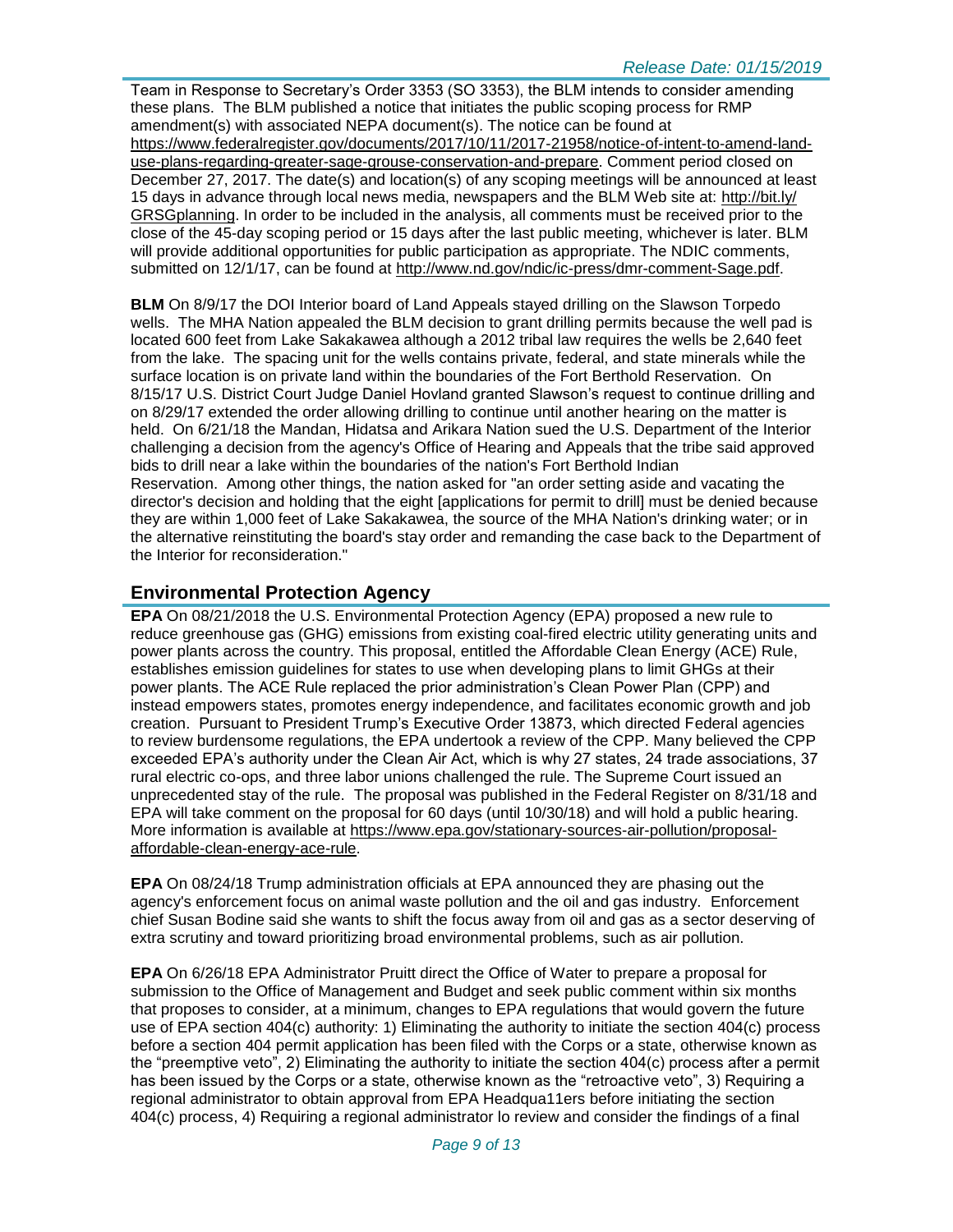Team in Response to Secretary's Order 3353 (SO 3353), the BLM intends to consider amending these plans. The BLM published a notice that initiates the public scoping process for RMP amendment(s) with associated NEPA document(s). The notice can be found at https://www.federalregister.gov/documents/2017/10/11/2017-21958/notice-of-intent-to-amend-land-use-plans-regarding-greater-sage-grouse-conservation-and-prepare. Comment period closed on December 27, 2017. The date(s) and location(s) of any scoping meetings will be announced at least 15 days in advance through local news media, newspapers and the BLM Web site at: http://bit.ly/GRSGplanning. In order to be included in the analysis, all comments must be received prior to the close of the 45-day scoping period or 15 days after the last public meeting, whichever is later. BLM will provide additional opportunities for public participation as appropriate. The NDIC comments, submitted on 12/1/17, can be found at http://www.nd.gov/ndic/ic-press/dmr-comment-Sage.pdf.

**BLM** On 8/9/17 the DOI Interior board of Land Appeals stayed drilling on the Slawson Torpedo wells. The MHA Nation appealed the BLM decision to grant drilling permits because the well pad is located 600 feet from Lake Sakakawea although a 2012 tribal law requires the wells be 2,640 feet from the lake. The spacing unit for the wells contains private, federal, and state minerals while the surface location is on private land within the boundaries of the Fort Berthold Reservation. On 8/15/17 U.S. District Court Judge Daniel Hovland granted Slawson's request to continue drilling and on 8/29/17 extended the order allowing drilling to continue until another hearing on the matter is held. On 6/21/18 the Mandan, Hidatsa and Arikara Nation sued the U.S. Department of the Interior challenging a decision from the agency's Office of Hearing and Appeals that the tribe said approved bids to drill near a lake within the boundaries of the nation's Fort Berthold Indian Reservation. Among other things, the nation asked for "an order setting aside and vacating the director's decision and holding that the eight [applications for permit to drill] must be denied because they are within 1,000 feet of Lake Sakakawea, the source of the MHA Nation's drinking water; or in the alternative reinstituting the board's stay order and remanding the case back to the Department of the Interior for reconsideration."

## Environmental Protection Agency

**EPA** On 08/21/2018 the U.S. Environmental Protection Agency (EPA) proposed a new rule to reduce greenhouse gas (GHG) emissions from existing coal-fired electric utility generating units and power plants across the country. This proposal, entitled the Affordable Clean Energy (ACE) Rule, establishes emission guidelines for states to use when developing plans to limit GHGs at their power plants. The ACE Rule replaced the prior administration's Clean Power Plan (CPP) and instead empowers states, promotes energy independence, and facilitates economic growth and job creation. Pursuant to President Trump's Executive Order 13873, which directed Federal agencies to review burdensome regulations, the EPA undertook a review of the CPP. Many believed the CPP exceeded EPA's authority under the Clean Air Act, which is why 27 states, 24 trade associations, 37 rural electric co-ops, and three labor unions challenged the rule. The Supreme Court issued an unprecedented stay of the rule. The proposal was published in the Federal Register on 8/31/18 and EPA will take comment on the proposal for 60 days (until 10/30/18) and will hold a public hearing. More information is available at https://www.epa.gov/stationary-sources-air-pollution/proposal-affordable-clean-energy-ace-rule.

**EPA** On 08/24/18 Trump administration officials at EPA announced they are phasing out the agency's enforcement focus on animal waste pollution and the oil and gas industry. Enforcement chief Susan Bodine said she wants to shift the focus away from oil and gas as a sector deserving of extra scrutiny and toward prioritizing broad environmental problems, such as air pollution.

**EPA** On 6/26/18 EPA Administrator Pruitt direct the Office of Water to prepare a proposal for submission to the Office of Management and Budget and seek public comment within six months that proposes to consider, at a minimum, changes to EPA regulations that would govern the future use of EPA section 404(c) authority: 1) Eliminating the authority to initiate the section 404(c) process before a section 404 permit application has been filed with the Corps or a state, otherwise known as the "preemptive veto", 2) Eliminating the authority to initiate the section 404(c) process after a permit has been issued by the Corps or a state, otherwise known as the "retroactive veto", 3) Requiring a regional administrator to obtain approval from EPA Headqua11ers before initiating the section 404(c) process, 4) Requiring a regional administrator lo review and consider the findings of a final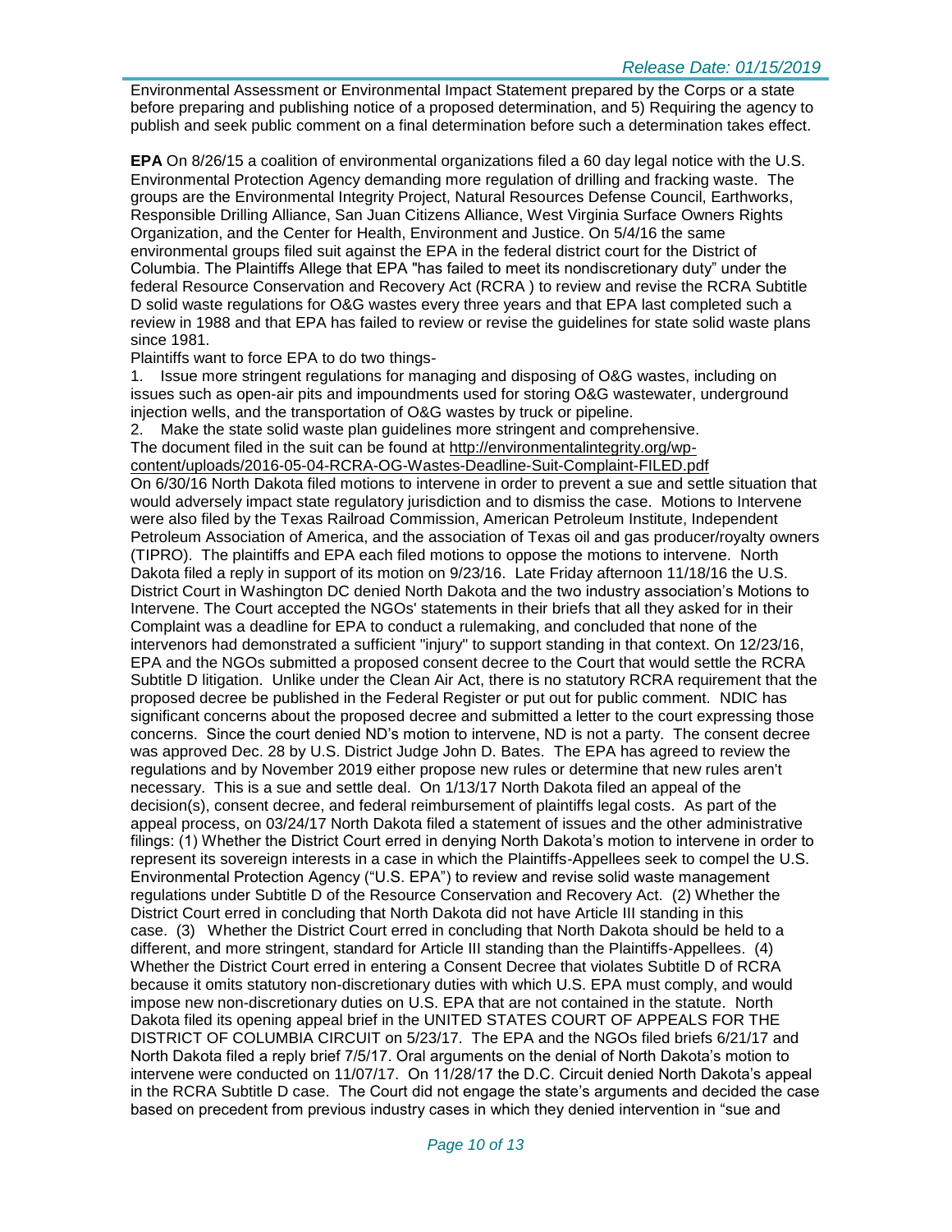Environmental Assessment or Environmental Impact Statement prepared by the Corps or a state before preparing and publishing notice of a proposed determination, and 5) Requiring the agency to publish and seek public comment on a final determination before such a determination takes effect.

**EPA** On 8/26/15 a coalition of environmental organizations filed a 60 day legal notice with the U.S. Environmental Protection Agency demanding more regulation of drilling and fracking waste. The groups are the Environmental Integrity Project, Natural Resources Defense Council, Earthworks, Responsible Drilling Alliance, San Juan Citizens Alliance, West Virginia Surface Owners Rights Organization, and the Center for Health, Environment and Justice. On 5/4/16 the same environmental groups filed suit against the EPA in the federal district court for the District of Columbia. The Plaintiffs Allege that EPA "has failed to meet its nondiscretionary duty" under the federal Resource Conservation and Recovery Act (RCRA ) to review and revise the RCRA Subtitle D solid waste regulations for O&G wastes every three years and that EPA last completed such a review in 1988 and that EPA has failed to review or revise the guidelines for state solid waste plans since 1981.

Plaintiffs want to force EPA to do two things-

1. Issue more stringent regulations for managing and disposing of O&G wastes, including on issues such as open-air pits and impoundments used for storing O&G wastewater, underground injection wells, and the transportation of O&G wastes by truck or pipeline.
2. Make the state solid waste plan guidelines more stringent and comprehensive.

The document filed in the suit can be found at http://environmentalintegrity.org/wp-content/uploads/2016-05-04-RCRA-OG-Wastes-Deadline-Suit-Complaint-FILED.pdf

On 6/30/16 North Dakota filed motions to intervene in order to prevent a sue and settle situation that would adversely impact state regulatory jurisdiction and to dismiss the case. Motions to Intervene were also filed by the Texas Railroad Commission, American Petroleum Institute, Independent Petroleum Association of America, and the association of Texas oil and gas producer/royalty owners (TIPRO). The plaintiffs and EPA each filed motions to oppose the motions to intervene. North Dakota filed a reply in support of its motion on 9/23/16. Late Friday afternoon 11/18/16 the U.S. District Court in Washington DC denied North Dakota and the two industry association's Motions to Intervene. The Court accepted the NGOs' statements in their briefs that all they asked for in their Complaint was a deadline for EPA to conduct a rulemaking, and concluded that none of the intervenors had demonstrated a sufficient "injury" to support standing in that context. On 12/23/16, EPA and the NGOs submitted a proposed consent decree to the Court that would settle the RCRA Subtitle D litigation. Unlike under the Clean Air Act, there is no statutory RCRA requirement that the proposed decree be published in the Federal Register or put out for public comment. NDIC has significant concerns about the proposed decree and submitted a letter to the court expressing those concerns. Since the court denied ND's motion to intervene, ND is not a party. The consent decree was approved Dec. 28 by U.S. District Judge John D. Bates. The EPA has agreed to review the regulations and by November 2019 either propose new rules or determine that new rules aren't necessary. This is a sue and settle deal. On 1/13/17 North Dakota filed an appeal of the decision(s), consent decree, and federal reimbursement of plaintiffs legal costs. As part of the appeal process, on 03/24/17 North Dakota filed a statement of issues and the other administrative filings: (1) Whether the District Court erred in denying North Dakota's motion to intervene in order to represent its sovereign interests in a case in which the Plaintiffs-Appellees seek to compel the U.S. Environmental Protection Agency ("U.S. EPA") to review and revise solid waste management regulations under Subtitle D of the Resource Conservation and Recovery Act. (2) Whether the District Court erred in concluding that North Dakota did not have Article III standing in this case. (3) Whether the District Court erred in concluding that North Dakota should be held to a different, and more stringent, standard for Article III standing than the Plaintiffs-Appellees. (4) Whether the District Court erred in entering a Consent Decree that violates Subtitle D of RCRA because it omits statutory non-discretionary duties with which U.S. EPA must comply, and would impose new non-discretionary duties on U.S. EPA that are not contained in the statute. North Dakota filed its opening appeal brief in the UNITED STATES COURT OF APPEALS FOR THE DISTRICT OF COLUMBIA CIRCUIT on 5/23/17. The EPA and the NGOs filed briefs 6/21/17 and North Dakota filed a reply brief 7/5/17. Oral arguments on the denial of North Dakota's motion to intervene were conducted on 11/07/17. On 11/28/17 the D.C. Circuit denied North Dakota's appeal in the RCRA Subtitle D case. The Court did not engage the state's arguments and decided the case based on precedent from previous industry cases in which they denied intervention in "sue and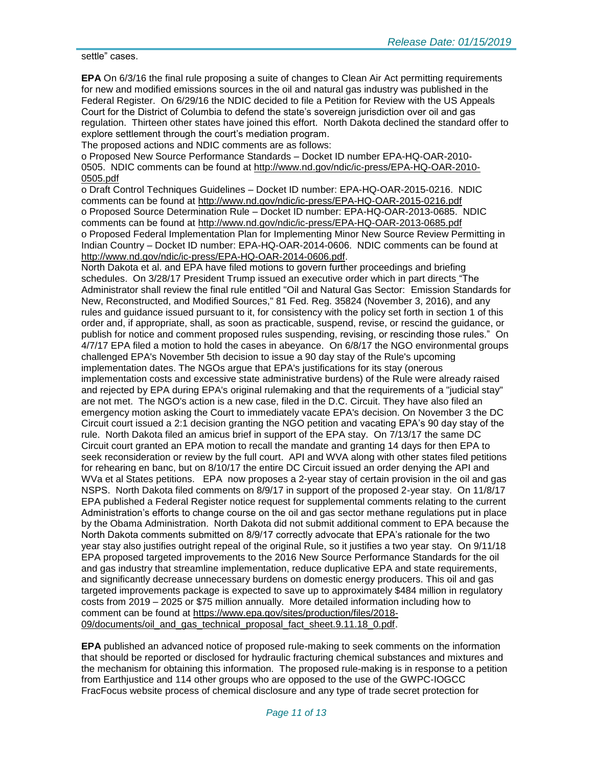settle" cases.

**EPA** On 6/3/16 the final rule proposing a suite of changes to Clean Air Act permitting requirements for new and modified emissions sources in the oil and natural gas industry was published in the Federal Register. On 6/29/16 the NDIC decided to file a Petition for Review with the US Appeals Court for the District of Columbia to defend the state's sovereign jurisdiction over oil and gas regulation. Thirteen other states have joined this effort. North Dakota declined the standard offer to explore settlement through the court's mediation program.

The proposed actions and NDIC comments are as follows:

o Proposed New Source Performance Standards – Docket ID number EPA-HQ-OAR-2010-0505. NDIC comments can be found at http://www.nd.gov/ndic/ic-press/EPA-HQ-OAR-2010-0505.pdf

o Draft Control Techniques Guidelines – Docket ID number: EPA-HQ-OAR-2015-0216. NDIC comments can be found at http://www.nd.gov/ndic/ic-press/EPA-HQ-OAR-2015-0216.pdf

o Proposed Source Determination Rule – Docket ID number: EPA-HQ-OAR-2013-0685. NDIC comments can be found at http://www.nd.gov/ndic/ic-press/EPA-HQ-OAR-2013-0685.pdf

o Proposed Federal Implementation Plan for Implementing Minor New Source Review Permitting in Indian Country – Docket ID number: EPA-HQ-OAR-2014-0606. NDIC comments can be found at http://www.nd.gov/ndic/ic-press/EPA-HQ-OAR-2014-0606.pdf.

North Dakota et al. and EPA have filed motions to govern further proceedings and briefing schedules. On 3/28/17 President Trump issued an executive order which in part directs "The Administrator shall review the final rule entitled "Oil and Natural Gas Sector: Emission Standards for New, Reconstructed, and Modified Sources," 81 Fed. Reg. 35824 (November 3, 2016), and any rules and guidance issued pursuant to it, for consistency with the policy set forth in section 1 of this order and, if appropriate, shall, as soon as practicable, suspend, revise, or rescind the guidance, or publish for notice and comment proposed rules suspending, revising, or rescinding those rules." On 4/7/17 EPA filed a motion to hold the cases in abeyance. On 6/8/17 the NGO environmental groups challenged EPA's November 5th decision to issue a 90 day stay of the Rule's upcoming implementation dates. The NGOs argue that EPA's justifications for its stay (onerous implementation costs and excessive state administrative burdens) of the Rule were already raised and rejected by EPA during EPA's original rulemaking and that the requirements of a "judicial stay" are not met. The NGO's action is a new case, filed in the D.C. Circuit. They have also filed an emergency motion asking the Court to immediately vacate EPA's decision. On November 3 the DC Circuit court issued a 2:1 decision granting the NGO petition and vacating EPA's 90 day stay of the rule. North Dakota filed an amicus brief in support of the EPA stay. On 7/13/17 the same DC Circuit court granted an EPA motion to recall the mandate and granting 14 days for then EPA to seek reconsideration or review by the full court. API and WVA along with other states filed petitions for rehearing en banc, but on 8/10/17 the entire DC Circuit issued an order denying the API and WVa et al States petitions. EPA now proposes a 2-year stay of certain provision in the oil and gas NSPS. North Dakota filed comments on 8/9/17 in support of the proposed 2-year stay. On 11/8/17 EPA published a Federal Register notice request for supplemental comments relating to the current Administration's efforts to change course on the oil and gas sector methane regulations put in place by the Obama Administration. North Dakota did not submit additional comment to EPA because the North Dakota comments submitted on 8/9/17 correctly advocate that EPA's rationale for the two year stay also justifies outright repeal of the original Rule, so it justifies a two year stay. On 9/11/18 EPA proposed targeted improvements to the 2016 New Source Performance Standards for the oil and gas industry that streamline implementation, reduce duplicative EPA and state requirements, and significantly decrease unnecessary burdens on domestic energy producers. This oil and gas targeted improvements package is expected to save up to approximately $484 million in regulatory costs from 2019 – 2025 or $75 million annually. More detailed information including how to comment can be found at https://www.epa.gov/sites/production/files/2018-09/documents/oil_and_gas_technical_proposal_fact_sheet.9.11.18_0.pdf.

**EPA** published an advanced notice of proposed rule-making to seek comments on the information that should be reported or disclosed for hydraulic fracturing chemical substances and mixtures and the mechanism for obtaining this information. The proposed rule-making is in response to a petition from Earthjustice and 114 other groups who are opposed to the use of the GWPC-IOGCC FracFocus website process of chemical disclosure and any type of trade secret protection for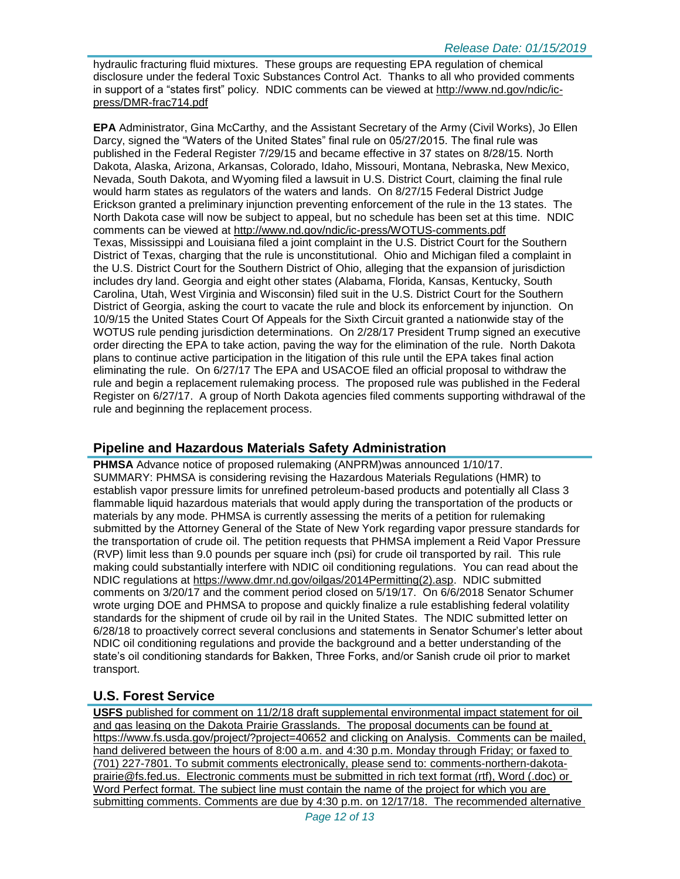hydraulic fracturing fluid mixtures. These groups are requesting EPA regulation of chemical disclosure under the federal Toxic Substances Control Act. Thanks to all who provided comments in support of a "states first" policy. NDIC comments can be viewed at http://www.nd.gov/ndic/ic-press/DMR-frac714.pdf

**EPA** Administrator, Gina McCarthy, and the Assistant Secretary of the Army (Civil Works), Jo Ellen Darcy, signed the "Waters of the United States" final rule on 05/27/2015. The final rule was published in the Federal Register 7/29/15 and became effective in 37 states on 8/28/15. North Dakota, Alaska, Arizona, Arkansas, Colorado, Idaho, Missouri, Montana, Nebraska, New Mexico, Nevada, South Dakota, and Wyoming filed a lawsuit in U.S. District Court, claiming the final rule would harm states as regulators of the waters and lands. On 8/27/15 Federal District Judge Erickson granted a preliminary injunction preventing enforcement of the rule in the 13 states. The North Dakota case will now be subject to appeal, but no schedule has been set at this time. NDIC comments can be viewed at http://www.nd.gov/ndic/ic-press/WOTUS-comments.pdf
Texas, Mississippi and Louisiana filed a joint complaint in the U.S. District Court for the Southern District of Texas, charging that the rule is unconstitutional. Ohio and Michigan filed a complaint in the U.S. District Court for the Southern District of Ohio, alleging that the expansion of jurisdiction includes dry land. Georgia and eight other states (Alabama, Florida, Kansas, Kentucky, South Carolina, Utah, West Virginia and Wisconsin) filed suit in the U.S. District Court for the Southern District of Georgia, asking the court to vacate the rule and block its enforcement by injunction. On 10/9/15 the United States Court Of Appeals for the Sixth Circuit granted a nationwide stay of the WOTUS rule pending jurisdiction determinations. On 2/28/17 President Trump signed an executive order directing the EPA to take action, paving the way for the elimination of the rule. North Dakota plans to continue active participation in the litigation of this rule until the EPA takes final action eliminating the rule. On 6/27/17 The EPA and USACOE filed an official proposal to withdraw the rule and begin a replacement rulemaking process. The proposed rule was published in the Federal Register on 6/27/17. A group of North Dakota agencies filed comments supporting withdrawal of the rule and beginning the replacement process.

## Pipeline and Hazardous Materials Safety Administration

**PHMSA** Advance notice of proposed rulemaking (ANPRM)was announced 1/10/17.
SUMMARY: PHMSA is considering revising the Hazardous Materials Regulations (HMR) to establish vapor pressure limits for unrefined petroleum-based products and potentially all Class 3 flammable liquid hazardous materials that would apply during the transportation of the products or materials by any mode. PHMSA is currently assessing the merits of a petition for rulemaking submitted by the Attorney General of the State of New York regarding vapor pressure standards for the transportation of crude oil. The petition requests that PHMSA implement a Reid Vapor Pressure (RVP) limit less than 9.0 pounds per square inch (psi) for crude oil transported by rail. This rule making could substantially interfere with NDIC oil conditioning regulations. You can read about the NDIC regulations at https://www.dmr.nd.gov/oilgas/2014Permitting(2).asp. NDIC submitted comments on 3/20/17 and the comment period closed on 5/19/17. On 6/6/2018 Senator Schumer wrote urging DOE and PHMSA to propose and quickly finalize a rule establishing federal volatility standards for the shipment of crude oil by rail in the United States. The NDIC submitted letter on 6/28/18 to proactively correct several conclusions and statements in Senator Schumer's letter about NDIC oil conditioning regulations and provide the background and a better understanding of the state's oil conditioning standards for Bakken, Three Forks, and/or Sanish crude oil prior to market transport.

## U.S. Forest Service

**USFS** published for comment on 11/2/18 draft supplemental environmental impact statement for oil and gas leasing on the Dakota Prairie Grasslands. The proposal documents can be found at https://www.fs.usda.gov/project/?project=40652 and clicking on Analysis. Comments can be mailed, hand delivered between the hours of 8:00 a.m. and 4:30 p.m. Monday through Friday; or faxed to (701) 227-7801. To submit comments electronically, please send to: comments-northern-dakota-prairie@fs.fed.us. Electronic comments must be submitted in rich text format (rtf), Word (.doc) or Word Perfect format. The subject line must contain the name of the project for which you are submitting comments. Comments are due by 4:30 p.m. on 12/17/18. The recommended alternative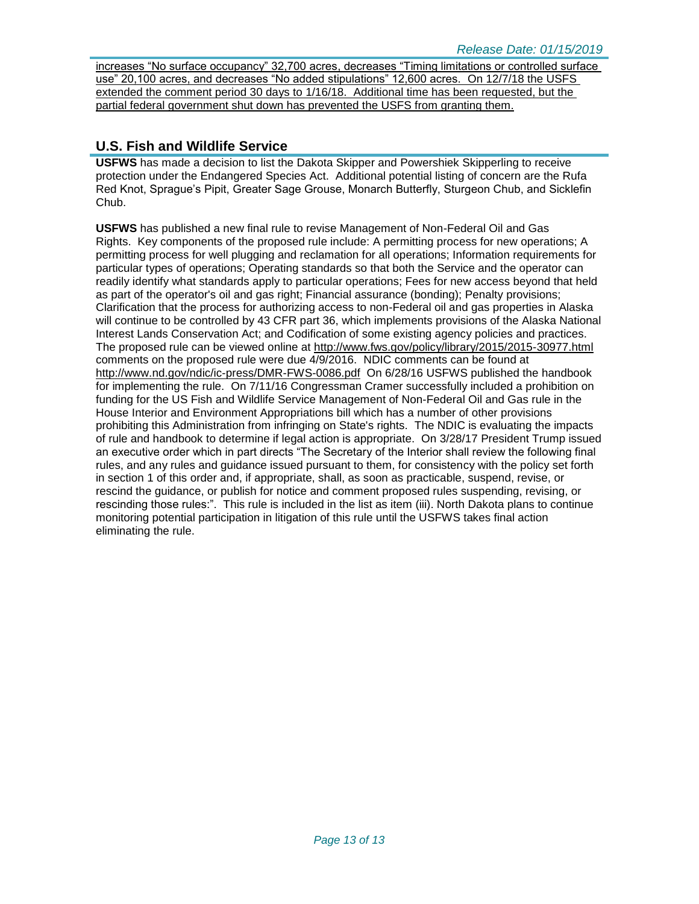increases “No surface occupancy” 32,700 acres, decreases “Timing limitations or controlled surface use” 20,100 acres, and decreases “No added stipulations” 12,600 acres. On 12/7/18 the USFS extended the comment period 30 days to 1/16/18. Additional time has been requested, but the partial federal government shut down has prevented the USFS from granting them.

## U.S. Fish and Wildlife Service

**USFWS** has made a decision to list the Dakota Skipper and Powershiek Skipperling to receive protection under the Endangered Species Act. Additional potential listing of concern are the Rufa Red Knot, Sprague’s Pipit, Greater Sage Grouse, Monarch Butterfly, Sturgeon Chub, and Sicklefin Chub.

**USFWS** has published a new final rule to revise Management of Non-Federal Oil and Gas Rights. Key components of the proposed rule include: A permitting process for new operations; A permitting process for well plugging and reclamation for all operations; Information requirements for particular types of operations; Operating standards so that both the Service and the operator can readily identify what standards apply to particular operations; Fees for new access beyond that held as part of the operator's oil and gas right; Financial assurance (bonding); Penalty provisions; Clarification that the process for authorizing access to non-Federal oil and gas properties in Alaska will continue to be controlled by 43 CFR part 36, which implements provisions of the Alaska National Interest Lands Conservation Act; and Codification of some existing agency policies and practices. The proposed rule can be viewed online at http://www.fws.gov/policy/library/2015/2015-30977.html comments on the proposed rule were due 4/9/2016. NDIC comments can be found at http://www.nd.gov/ndic/ic-press/DMR-FWS-0086.pdf On 6/28/16 USFWS published the handbook for implementing the rule. On 7/11/16 Congressman Cramer successfully included a prohibition on funding for the US Fish and Wildlife Service Management of Non-Federal Oil and Gas rule in the House Interior and Environment Appropriations bill which has a number of other provisions prohibiting this Administration from infringing on State's rights. The NDIC is evaluating the impacts of rule and handbook to determine if legal action is appropriate. On 3/28/17 President Trump issued an executive order which in part directs “The Secretary of the Interior shall review the following final rules, and any rules and guidance issued pursuant to them, for consistency with the policy set forth in section 1 of this order and, if appropriate, shall, as soon as practicable, suspend, revise, or rescind the guidance, or publish for notice and comment proposed rules suspending, revising, or rescinding those rules:”. This rule is included in the list as item (iii). North Dakota plans to continue monitoring potential participation in litigation of this rule until the USFWS takes final action eliminating the rule.